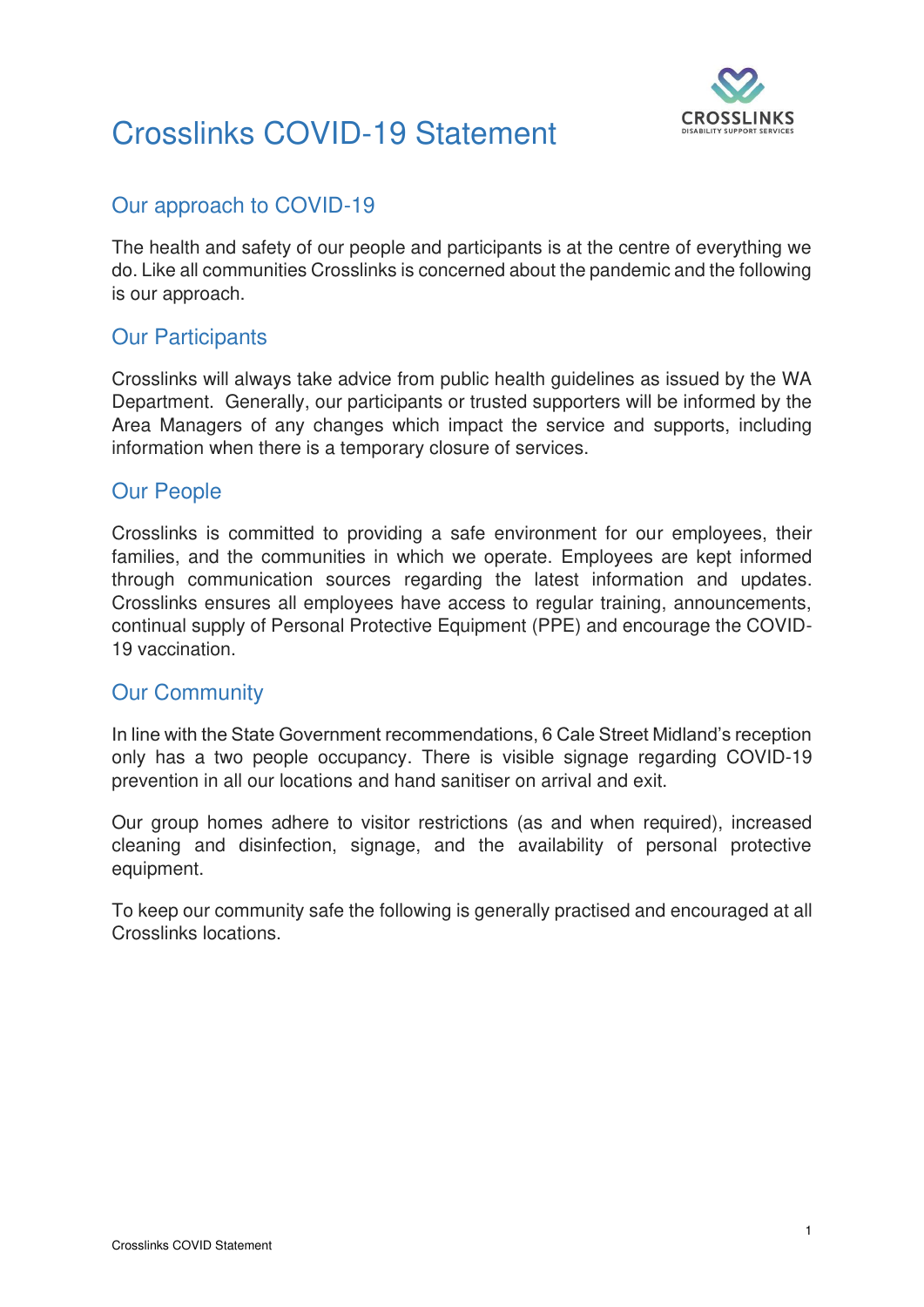# Crosslinks COVID-19 Statement

## Our approach to COVID-19

The health and safety of our people and participants is at the centre of everything we do. Like all communities Crosslinks is concerned about the pandemic and the following is our approach.

## Our Participants

Crosslinks will always take advice from public health guidelines as issued by the WA Department. Generally, our participants or trusted supporters will be informed by the Area Managers of any changes which impact the service and supports, including information when there is a temporary closure of services.

## Our People

Crosslinks is committed to providing a safe environment for our employees, their families, and the communities in which we operate. Employees are kept informed through communication sources regarding the latest information and updates. Crosslinks ensures all employees have access to regular training, announcements, continual supply of Personal Protective Equipment (PPE) and encourage the COVID-19 vaccination.

## Our Community

In line with the State Government recommendations, 6 Cale Street Midland's reception only has a two people occupancy. There is visible signage regarding COVID-19 prevention in all our locations and hand sanitiser on arrival and exit.

Our group homes adhere to visitor restrictions (as and when required), increased cleaning and disinfection, signage, and the availability of personal protective equipment.

To keep our community safe the following is generally practised and encouraged at all Crosslinks locations.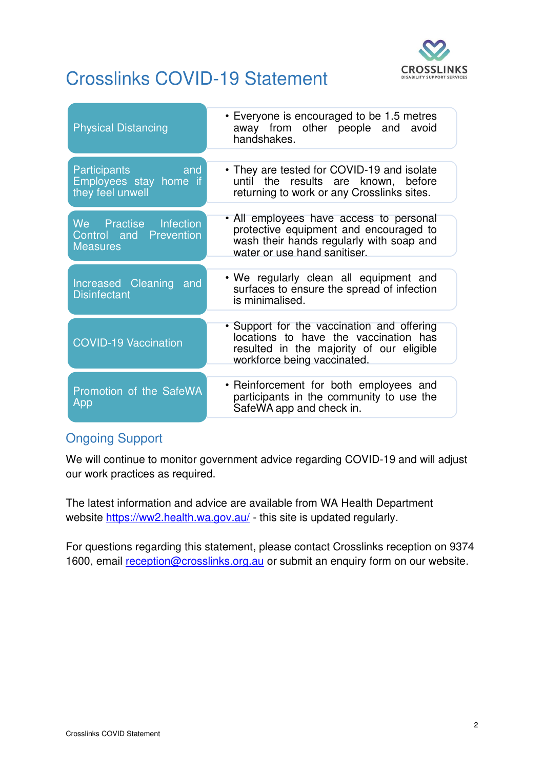# Crosslinks COVID-19 Statement

| | |
|---|---|
| Physical Distancing | • Everyone is encouraged to be 1.5 metres away from other people and avoid handshakes. |
| Participants and Employees stay home if they feel unwell | • They are tested for COVID-19 and isolate until the results are known, before returning to work or any Crosslinks sites. |
| We Practise Infection Control and Prevention Measures | • All employees have access to personal protective equipment and encouraged to wash their hands regularly with soap and water or use hand sanitiser. |
| Increased Cleaning and Disinfectant | • We regularly clean all equipment and surfaces to ensure the spread of infection is minimalised. |
| COVID-19 Vaccination | • Support for the vaccination and offering locations to have the vaccination has resulted in the majority of our eligible workforce being vaccinated. |
| Promotion of the SafeWA App | • Reinforcement for both employees and participants in the community to use the SafeWA app and check in. |

## Ongoing Support

We will continue to monitor government advice regarding COVID-19 and will adjust our work practices as required.

The latest information and advice are available from WA Health Department website https://ww2.health.wa.gov.au/ - this site is updated regularly.

For questions regarding this statement, please contact Crosslinks reception on 9374 1600, email reception@crosslinks.org.au or submit an enquiry form on our website.